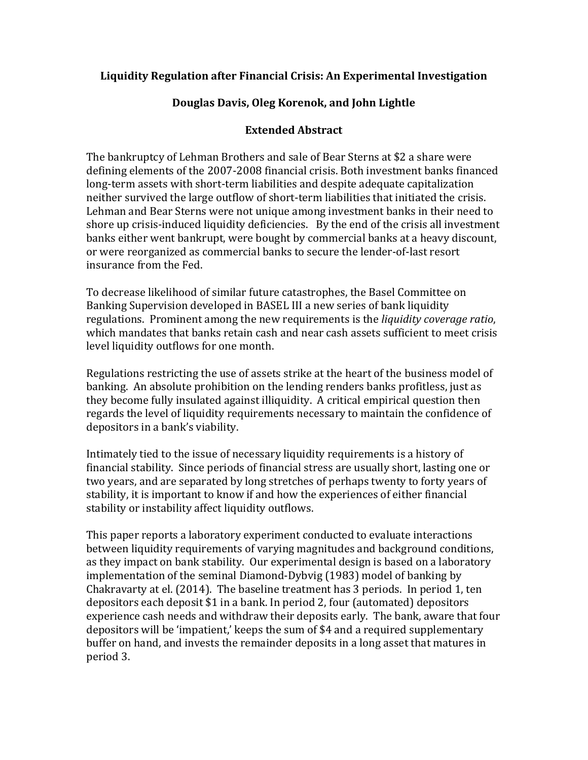# Liquidity Regulation after Financial Crisis: An Experimental Investigation

## Douglas Davis, Oleg Korenok, and John Lightle

### Extended Abstract

The bankruptcy of Lehman Brothers and sale of Bear Sterns at $2 a share were defining elements of the 2007-2008 financial crisis. Both investment banks financed long-term assets with short-term liabilities and despite adequate capitalization neither survived the large outflow of short-term liabilities that initiated the crisis. Lehman and Bear Sterns were not unique among investment banks in their need to shore up crisis-induced liquidity deficiencies. By the end of the crisis all investment banks either went bankrupt, were bought by commercial banks at a heavy discount, or were reorganized as commercial banks to secure the lender-of-last resort insurance from the Fed.

To decrease likelihood of similar future catastrophes, the Basel Committee on Banking Supervision developed in BASEL III a new series of bank liquidity regulations. Prominent among the new requirements is the *liquidity coverage ratio*, which mandates that banks retain cash and near cash assets sufficient to meet crisis level liquidity outflows for one month.

Regulations restricting the use of assets strike at the heart of the business model of banking. An absolute prohibition on the lending renders banks profitless, just as they become fully insulated against illiquidity. A critical empirical question then regards the level of liquidity requirements necessary to maintain the confidence of depositors in a bank's viability.

Intimately tied to the issue of necessary liquidity requirements is a history of financial stability. Since periods of financial stress are usually short, lasting one or two years, and are separated by long stretches of perhaps twenty to forty years of stability, it is important to know if and how the experiences of either financial stability or instability affect liquidity outflows.

This paper reports a laboratory experiment conducted to evaluate interactions between liquidity requirements of varying magnitudes and background conditions, as they impact on bank stability. Our experimental design is based on a laboratory implementation of the seminal Diamond-Dybvig (1983) model of banking by Chakravarty at el. (2014). The baseline treatment has 3 periods. In period 1, ten depositors each deposit $1 in a bank. In period 2, four (automated) depositors experience cash needs and withdraw their deposits early. The bank, aware that four depositors will be 'impatient,' keeps the sum of $4 and a required supplementary buffer on hand, and invests the remainder deposits in a long asset that matures in period 3.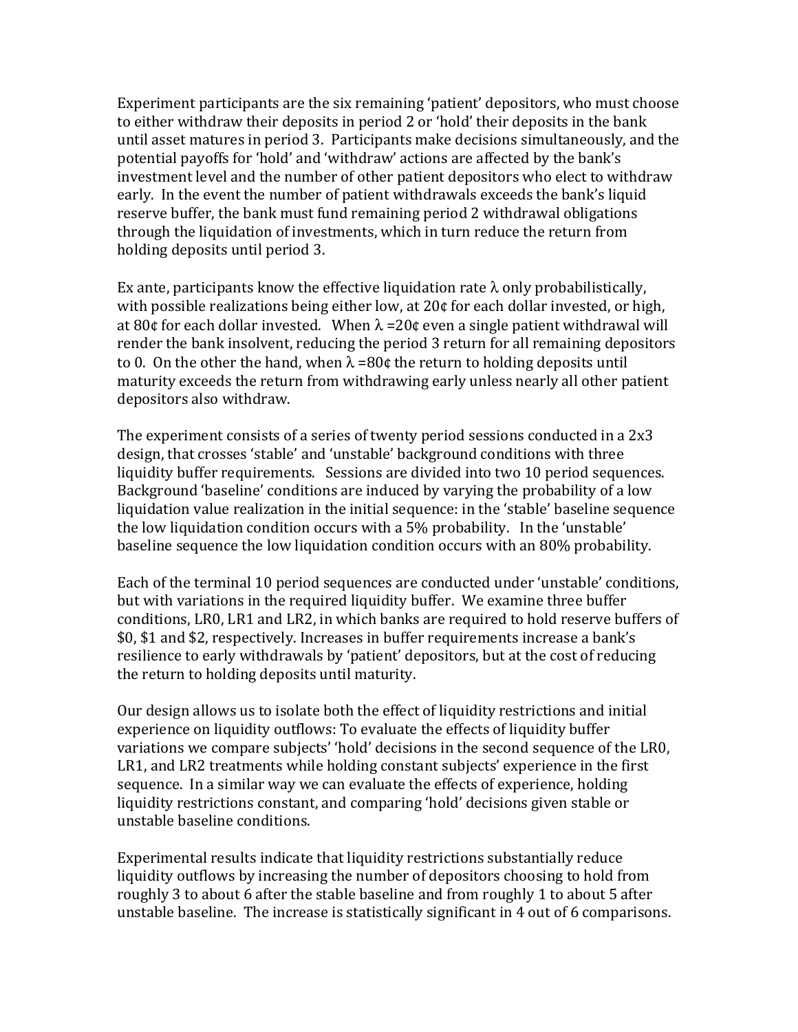Experiment participants are the six remaining 'patient' depositors, who must choose to either withdraw their deposits in period 2 or 'hold' their deposits in the bank until asset matures in period 3. Participants make decisions simultaneously, and the potential payoffs for 'hold' and 'withdraw' actions are affected by the bank's investment level and the number of other patient depositors who elect to withdraw early. In the event the number of patient withdrawals exceeds the bank's liquid reserve buffer, the bank must fund remaining period 2 withdrawal obligations through the liquidation of investments, which in turn reduce the return from holding deposits until period 3.

Ex ante, participants know the effective liquidation rate $\lambda$ only probabilistically, with possible realizations being either low, at 20¢ for each dollar invested, or high, at 80¢ for each dollar invested. When $\lambda$ =20¢ even a single patient withdrawal will render the bank insolvent, reducing the period 3 return for all remaining depositors to 0. On the other the hand, when $\lambda$ =80¢ the return to holding deposits until maturity exceeds the return from withdrawing early unless nearly all other patient depositors also withdraw.

The experiment consists of a series of twenty period sessions conducted in a 2x3 design, that crosses 'stable' and 'unstable' background conditions with three liquidity buffer requirements. Sessions are divided into two 10 period sequences. Background 'baseline' conditions are induced by varying the probability of a low liquidation value realization in the initial sequence: in the 'stable' baseline sequence the low liquidation condition occurs with a 5% probability. In the 'unstable' baseline sequence the low liquidation condition occurs with an 80% probability.

Each of the terminal 10 period sequences are conducted under 'unstable' conditions, but with variations in the required liquidity buffer. We examine three buffer conditions, LR0, LR1 and LR2, in which banks are required to hold reserve buffers of \$0, \$1 and \$2, respectively. Increases in buffer requirements increase a bank's resilience to early withdrawals by 'patient' depositors, but at the cost of reducing the return to holding deposits until maturity.

Our design allows us to isolate both the effect of liquidity restrictions and initial experience on liquidity outflows: To evaluate the effects of liquidity buffer variations we compare subjects' 'hold' decisions in the second sequence of the LR0, LR1, and LR2 treatments while holding constant subjects' experience in the first sequence. In a similar way we can evaluate the effects of experience, holding liquidity restrictions constant, and comparing 'hold' decisions given stable or unstable baseline conditions.

Experimental results indicate that liquidity restrictions substantially reduce liquidity outflows by increasing the number of depositors choosing to hold from roughly 3 to about 6 after the stable baseline and from roughly 1 to about 5 after unstable baseline. The increase is statistically significant in 4 out of 6 comparisons.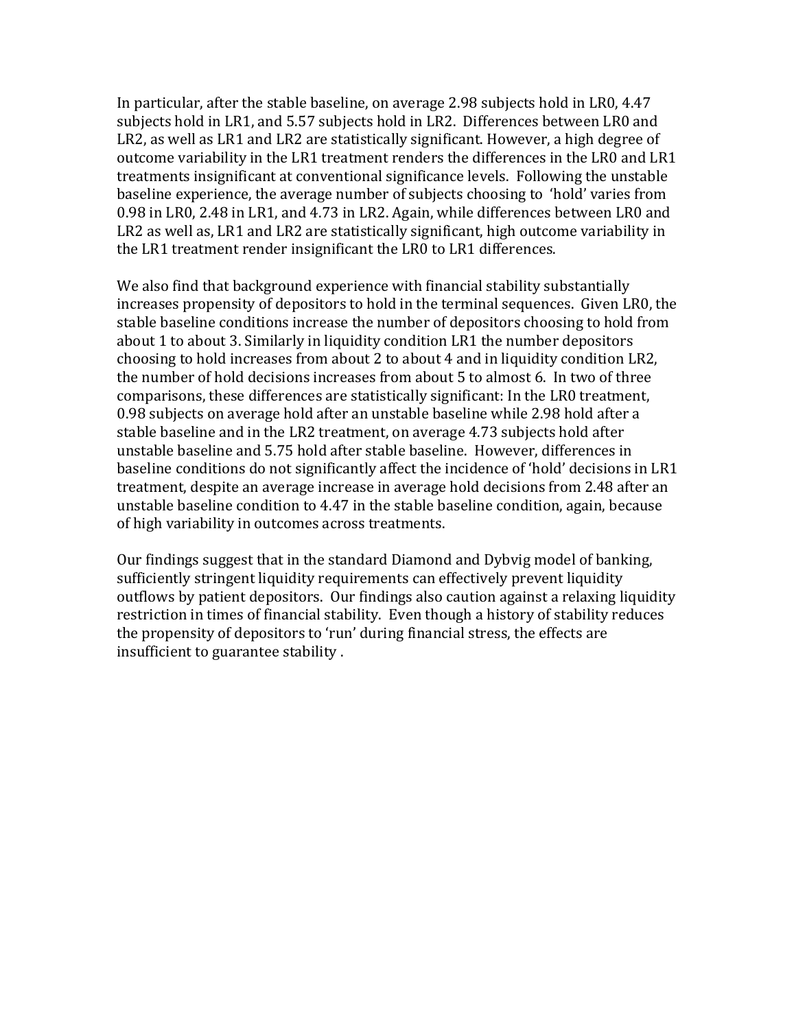In particular, after the stable baseline, on average 2.98 subjects hold in LR0, 4.47 subjects hold in LR1, and 5.57 subjects hold in LR2. Differences between LR0 and LR2, as well as LR1 and LR2 are statistically significant. However, a high degree of outcome variability in the LR1 treatment renders the differences in the LR0 and LR1 treatments insignificant at conventional significance levels. Following the unstable baseline experience, the average number of subjects choosing to 'hold' varies from 0.98 in LR0, 2.48 in LR1, and 4.73 in LR2. Again, while differences between LR0 and LR2 as well as, LR1 and LR2 are statistically significant, high outcome variability in the LR1 treatment render insignificant the LR0 to LR1 differences.

We also find that background experience with financial stability substantially increases propensity of depositors to hold in the terminal sequences. Given LR0, the stable baseline conditions increase the number of depositors choosing to hold from about 1 to about 3. Similarly in liquidity condition LR1 the number depositors choosing to hold increases from about 2 to about 4 and in liquidity condition LR2, the number of hold decisions increases from about 5 to almost 6. In two of three comparisons, these differences are statistically significant: In the LR0 treatment, 0.98 subjects on average hold after an unstable baseline while 2.98 hold after a stable baseline and in the LR2 treatment, on average 4.73 subjects hold after unstable baseline and 5.75 hold after stable baseline. However, differences in baseline conditions do not significantly affect the incidence of 'hold' decisions in LR1 treatment, despite an average increase in average hold decisions from 2.48 after an unstable baseline condition to 4.47 in the stable baseline condition, again, because of high variability in outcomes across treatments.

Our findings suggest that in the standard Diamond and Dybvig model of banking, sufficiently stringent liquidity requirements can effectively prevent liquidity outflows by patient depositors. Our findings also caution against a relaxing liquidity restriction in times of financial stability. Even though a history of stability reduces the propensity of depositors to 'run' during financial stress, the effects are insufficient to guarantee stability .